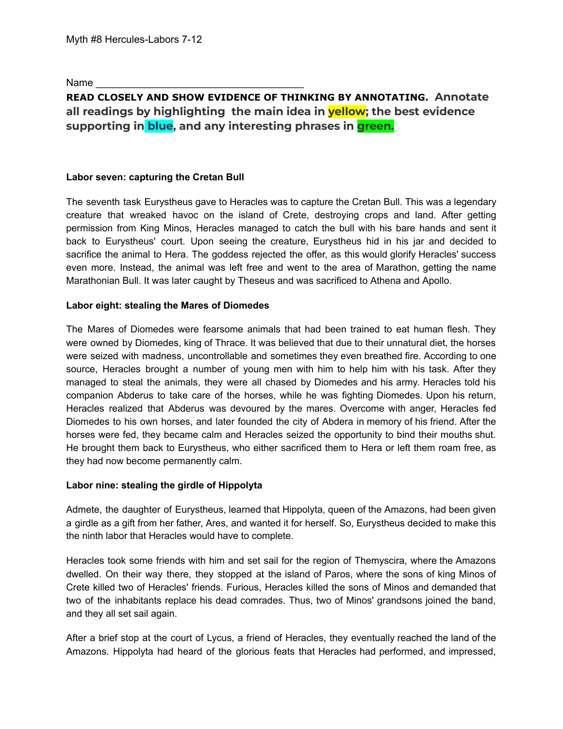Myth #8 Hercules-Labors 7-12

Name ___________________________________

**READ CLOSELY AND SHOW EVIDENCE OF THINKING BY ANNOTATING. Annotate all readings by highlighting the main idea in yellow; the best evidence supporting in blue, and any interesting phrases in green.**

**Labor seven: capturing the Cretan Bull**

The seventh task Eurystheus gave to Heracles was to capture the Cretan Bull. This was a legendary creature that wreaked havoc on the island of Crete, destroying crops and land. After getting permission from King Minos, Heracles managed to catch the bull with his bare hands and sent it back to Eurystheus' court. Upon seeing the creature, Eurystheus hid in his jar and decided to sacrifice the animal to Hera. The goddess rejected the offer, as this would glorify Heracles' success even more. Instead, the animal was left free and went to the area of Marathon, getting the name Marathonian Bull. It was later caught by Theseus and was sacrificed to Athena and Apollo.

**Labor eight: stealing the Mares of Diomedes**

The Mares of Diomedes were fearsome animals that had been trained to eat human flesh. They were owned by Diomedes, king of Thrace. It was believed that due to their unnatural diet, the horses were seized with madness, uncontrollable and sometimes they even breathed fire. According to one source, Heracles brought a number of young men with him to help him with his task. After they managed to steal the animals, they were all chased by Diomedes and his army. Heracles told his companion Abderus to take care of the horses, while he was fighting Diomedes. Upon his return, Heracles realized that Abderus was devoured by the mares. Overcome with anger, Heracles fed Diomedes to his own horses, and later founded the city of Abdera in memory of his friend. After the horses were fed, they became calm and Heracles seized the opportunity to bind their mouths shut. He brought them back to Eurystheus, who either sacrificed them to Hera or left them roam free, as they had now become permanently calm.

**Labor nine: stealing the girdle of Hippolyta**

Admete, the daughter of Eurystheus, learned that Hippolyta, queen of the Amazons, had been given a girdle as a gift from her father, Ares, and wanted it for herself. So, Eurystheus decided to make this the ninth labor that Heracles would have to complete.

Heracles took some friends with him and set sail for the region of Themyscira, where the Amazons dwelled. On their way there, they stopped at the island of Paros, where the sons of king Minos of Crete killed two of Heracles' friends. Furious, Heracles killed the sons of Minos and demanded that two of the inhabitants replace his dead comrades. Thus, two of Minos' grandsons joined the band, and they all set sail again.

After a brief stop at the court of Lycus, a friend of Heracles, they eventually reached the land of the Amazons. Hippolyta had heard of the glorious feats that Heracles had performed, and impressed,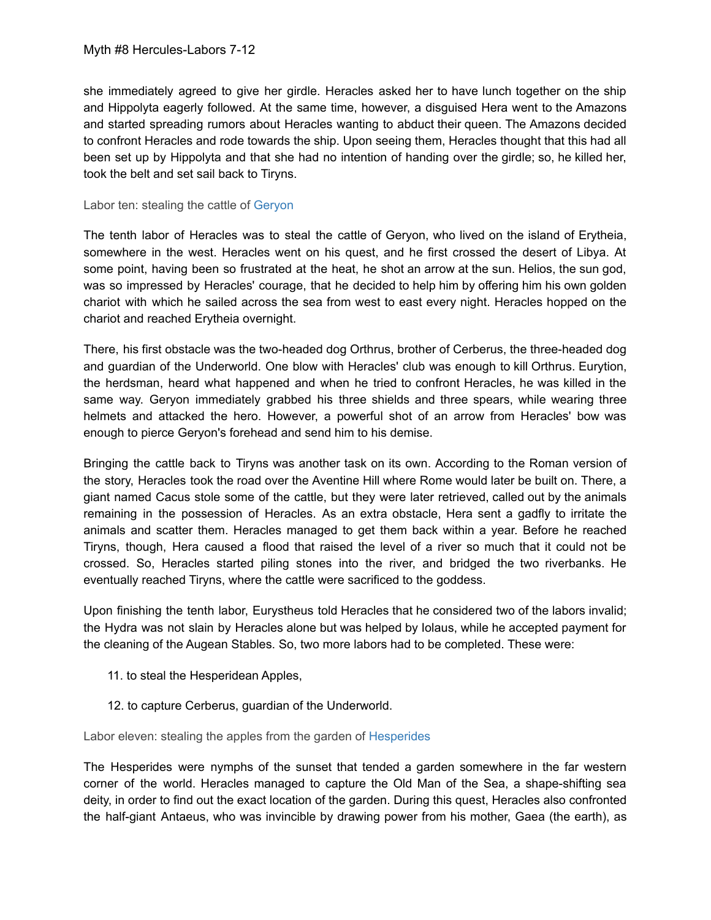she immediately agreed to give her girdle. Heracles asked her to have lunch together on the ship and Hippolyta eagerly followed. At the same time, however, a disguised Hera went to the Amazons and started spreading rumors about Heracles wanting to abduct their queen. The Amazons decided to confront Heracles and rode towards the ship. Upon seeing them, Heracles thought that this had all been set up by Hippolyta and that she had no intention of handing over the girdle; so, he killed her, took the belt and set sail back to Tiryns.

### Labor ten: stealing the cattle of Geryon

The tenth labor of Heracles was to steal the cattle of Geryon, who lived on the island of Erytheia, somewhere in the west. Heracles went on his quest, and he first crossed the desert of Libya. At some point, having been so frustrated at the heat, he shot an arrow at the sun. Helios, the sun god, was so impressed by Heracles' courage, that he decided to help him by offering him his own golden chariot with which he sailed across the sea from west to east every night. Heracles hopped on the chariot and reached Erytheia overnight.

There, his first obstacle was the two-headed dog Orthrus, brother of Cerberus, the three-headed dog and guardian of the Underworld. One blow with Heracles' club was enough to kill Orthrus. Eurytion, the herdsman, heard what happened and when he tried to confront Heracles, he was killed in the same way. Geryon immediately grabbed his three shields and three spears, while wearing three helmets and attacked the hero. However, a powerful shot of an arrow from Heracles' bow was enough to pierce Geryon's forehead and send him to his demise.

Bringing the cattle back to Tiryns was another task on its own. According to the Roman version of the story, Heracles took the road over the Aventine Hill where Rome would later be built on. There, a giant named Cacus stole some of the cattle, but they were later retrieved, called out by the animals remaining in the possession of Heracles. As an extra obstacle, Hera sent a gadfly to irritate the animals and scatter them. Heracles managed to get them back within a year. Before he reached Tiryns, though, Hera caused a flood that raised the level of a river so much that it could not be crossed. So, Heracles started piling stones into the river, and bridged the two riverbanks. He eventually reached Tiryns, where the cattle were sacrificed to the goddess.

Upon finishing the tenth labor, Eurystheus told Heracles that he considered two of the labors invalid; the Hydra was not slain by Heracles alone but was helped by Iolaus, while he accepted payment for the cleaning of the Augean Stables. So, two more labors had to be completed. These were:

11. to steal the Hesperidean Apples,

12. to capture Cerberus, guardian of the Underworld.

### Labor eleven: stealing the apples from the garden of Hesperides

The Hesperides were nymphs of the sunset that tended a garden somewhere in the far western corner of the world. Heracles managed to capture the Old Man of the Sea, a shape-shifting sea deity, in order to find out the exact location of the garden. During this quest, Heracles also confronted the half-giant Antaeus, who was invincible by drawing power from his mother, Gaea (the earth), as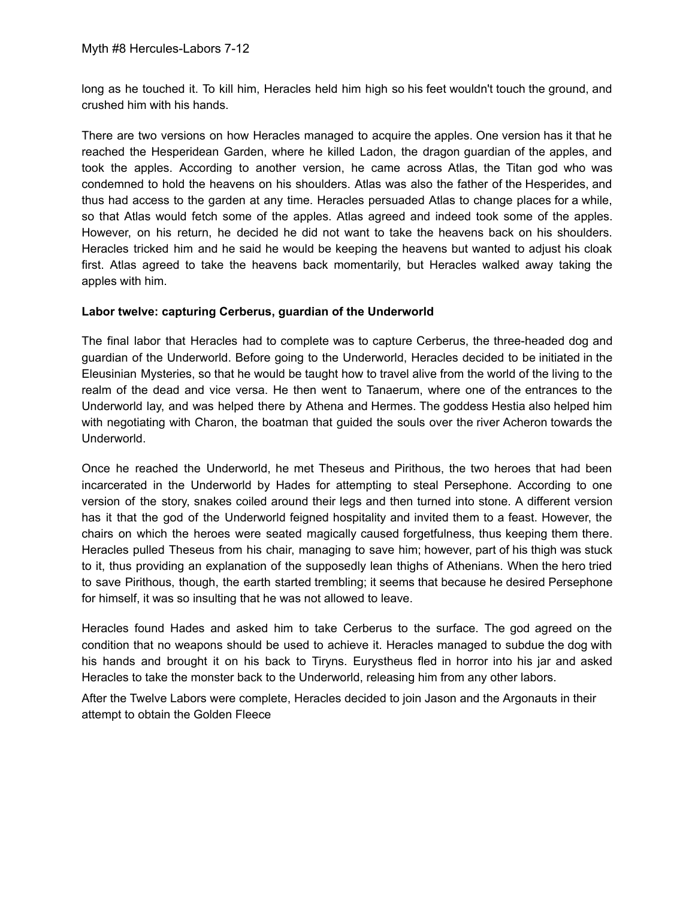long as he touched it. To kill him, Heracles held him high so his feet wouldn't touch the ground, and crushed him with his hands.

There are two versions on how Heracles managed to acquire the apples. One version has it that he reached the Hesperidean Garden, where he killed Ladon, the dragon guardian of the apples, and took the apples. According to another version, he came across Atlas, the Titan god who was condemned to hold the heavens on his shoulders. Atlas was also the father of the Hesperides, and thus had access to the garden at any time. Heracles persuaded Atlas to change places for a while, so that Atlas would fetch some of the apples. Atlas agreed and indeed took some of the apples. However, on his return, he decided he did not want to take the heavens back on his shoulders. Heracles tricked him and he said he would be keeping the heavens but wanted to adjust his cloak first. Atlas agreed to take the heavens back momentarily, but Heracles walked away taking the apples with him.

**Labor twelve: capturing Cerberus, guardian of the Underworld**

The final labor that Heracles had to complete was to capture Cerberus, the three-headed dog and guardian of the Underworld. Before going to the Underworld, Heracles decided to be initiated in the Eleusinian Mysteries, so that he would be taught how to travel alive from the world of the living to the realm of the dead and vice versa. He then went to Tanaerum, where one of the entrances to the Underworld lay, and was helped there by Athena and Hermes. The goddess Hestia also helped him with negotiating with Charon, the boatman that guided the souls over the river Acheron towards the Underworld.

Once he reached the Underworld, he met Theseus and Pirithous, the two heroes that had been incarcerated in the Underworld by Hades for attempting to steal Persephone. According to one version of the story, snakes coiled around their legs and then turned into stone. A different version has it that the god of the Underworld feigned hospitality and invited them to a feast. However, the chairs on which the heroes were seated magically caused forgetfulness, thus keeping them there. Heracles pulled Theseus from his chair, managing to save him; however, part of his thigh was stuck to it, thus providing an explanation of the supposedly lean thighs of Athenians. When the hero tried to save Pirithous, though, the earth started trembling; it seems that because he desired Persephone for himself, it was so insulting that he was not allowed to leave.

Heracles found Hades and asked him to take Cerberus to the surface. The god agreed on the condition that no weapons should be used to achieve it. Heracles managed to subdue the dog with his hands and brought it on his back to Tiryns. Eurystheus fled in horror into his jar and asked Heracles to take the monster back to the Underworld, releasing him from any other labors.

After the Twelve Labors were complete, Heracles decided to join Jason and the Argonauts in their attempt to obtain the Golden Fleece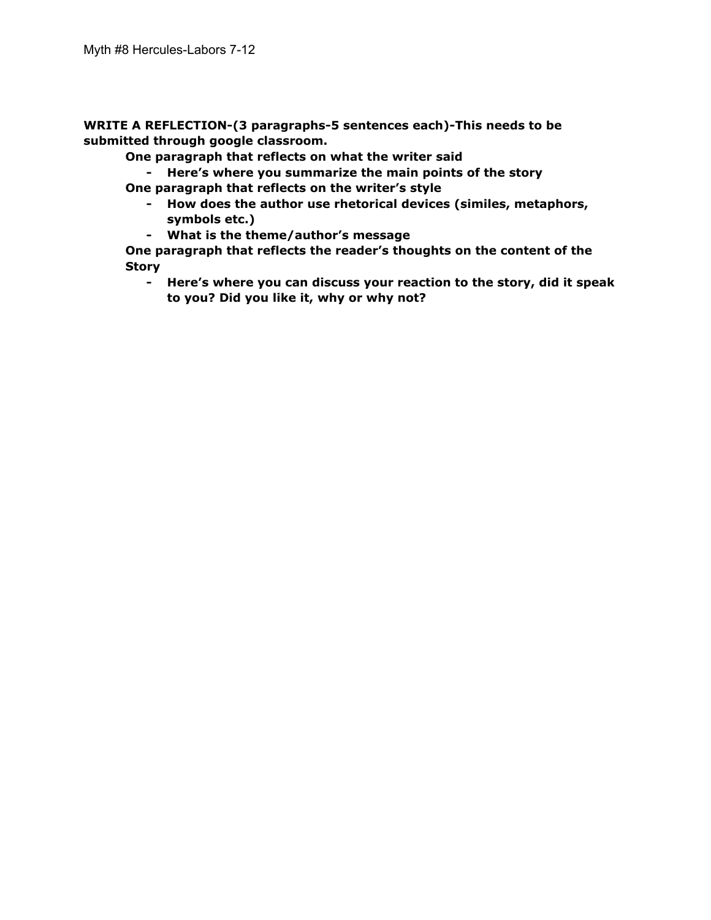Myth #8 Hercules-Labors 7-12

**WRITE A REFLECTION-(3 paragraphs-5 sentences each)-This needs to be submitted through google classroom.**

**One paragraph that reflects on what the writer said**

- **Here's where you summarize the main points of the story**

**One paragraph that reflects on the writer's style**

- **How does the author use rhetorical devices (similes, metaphors, symbols etc.)**
- **What is the theme/author's message**

**One paragraph that reflects the reader's thoughts on the content of the Story**

- **Here's where you can discuss your reaction to the story, did it speak to you? Did you like it, why or why not?**